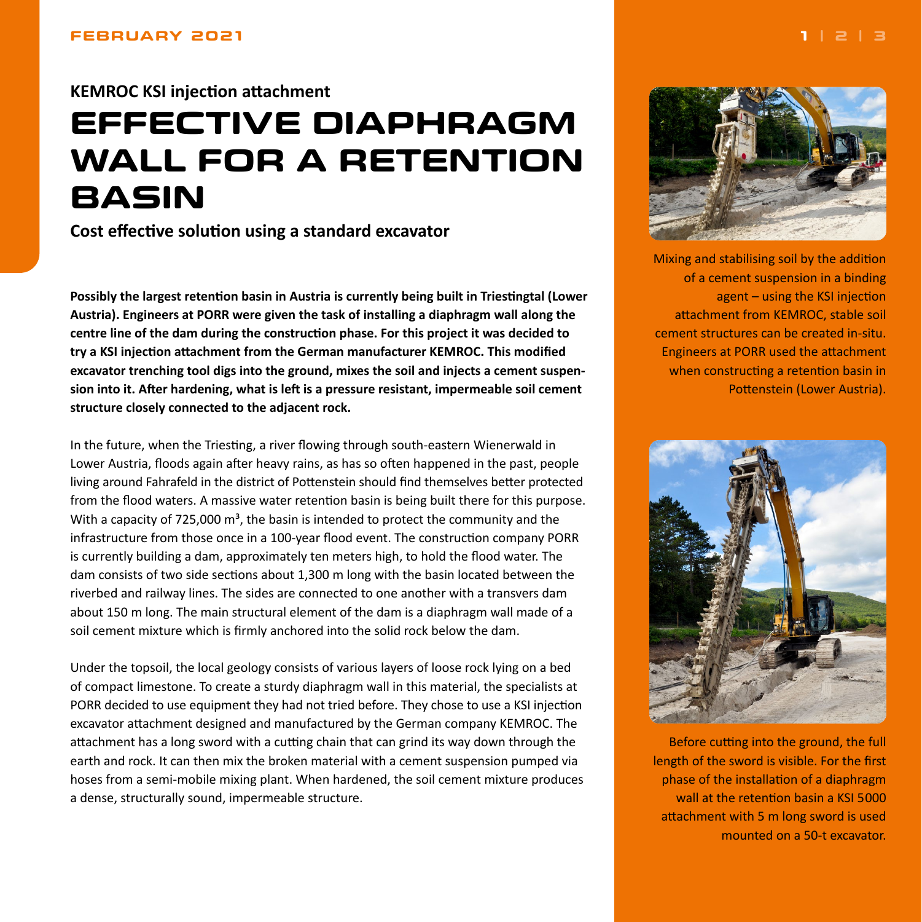**KEMROC KSI injection attachment**

# EFFECTIVE DIAPHRAGM WALL FOR A RETENTION BASIN

**Cost effective solution using a standard excavator**

**Possibly the largest retention basin in Austria is currently being built in Triestingtal (Lower Austria). Engineers at PORR were given the task of installing a diaphragm wall along the centre line of the dam during the construction phase. For this project it was decided to try a KSI injection attachment from the German manufacturer KEMROC. This modified excavator trenching tool digs into the ground, mixes the soil and injects a cement suspension into it. After hardening, what is left is a pressure resistant, impermeable soil cement structure closely connected to the adjacent rock.**

In the future, when the Triesting, a river flowing through south-eastern Wienerwald in Lower Austria, floods again after heavy rains, as has so often happened in the past, people living around Fahrafeld in the district of Pottenstein should find themselves better protected from the flood waters. A massive water retention basin is being built there for this purpose. With a capacity of 725,000 m³, the basin is intended to protect the community and the infrastructure from those once in a 100-year flood event. The construction company PORR is currently building a dam, approximately ten meters high, to hold the flood water. The dam consists of two side sections about 1,300 m long with the basin located between the riverbed and railway lines. The sides are connected to one another with a transvers dam about 150 m long. The main structural element of the dam is a diaphragm wall made of a soil cement mixture which is firmly anchored into the solid rock below the dam.

Under the topsoil, the local geology consists of various layers of loose rock lying on a bed of compact limestone. To create a sturdy diaphragm wall in this material, the specialists at PORR decided to use equipment they had not tried before. They chose to use a KSI injection excavator attachment designed and manufactured by the German company KEMROC. The attachment has a long sword with a cutting chain that can grind its way down through the earth and rock. It can then mix the broken material with a cement suspension pumped via hoses from a semi-mobile mixing plant. When hardened, the soil cement mixture produces a dense, structurally sound, impermeable structure.

Mixing and stabilising soil by the addition of a cement suspension in a binding agent – using the KSI injection attachment from KEMROC, stable soil cement structures can be created in-situ. Engineers at PORR used the attachment when constructing a retention basin in Pottenstein (Lower Austria).

Before cutting into the ground, the full length of the sword is visible. For the first phase of the installation of a diaphragm wall at the retention basin a KSI 5000 attachment with 5 m long sword is used mounted on a 50-t excavator.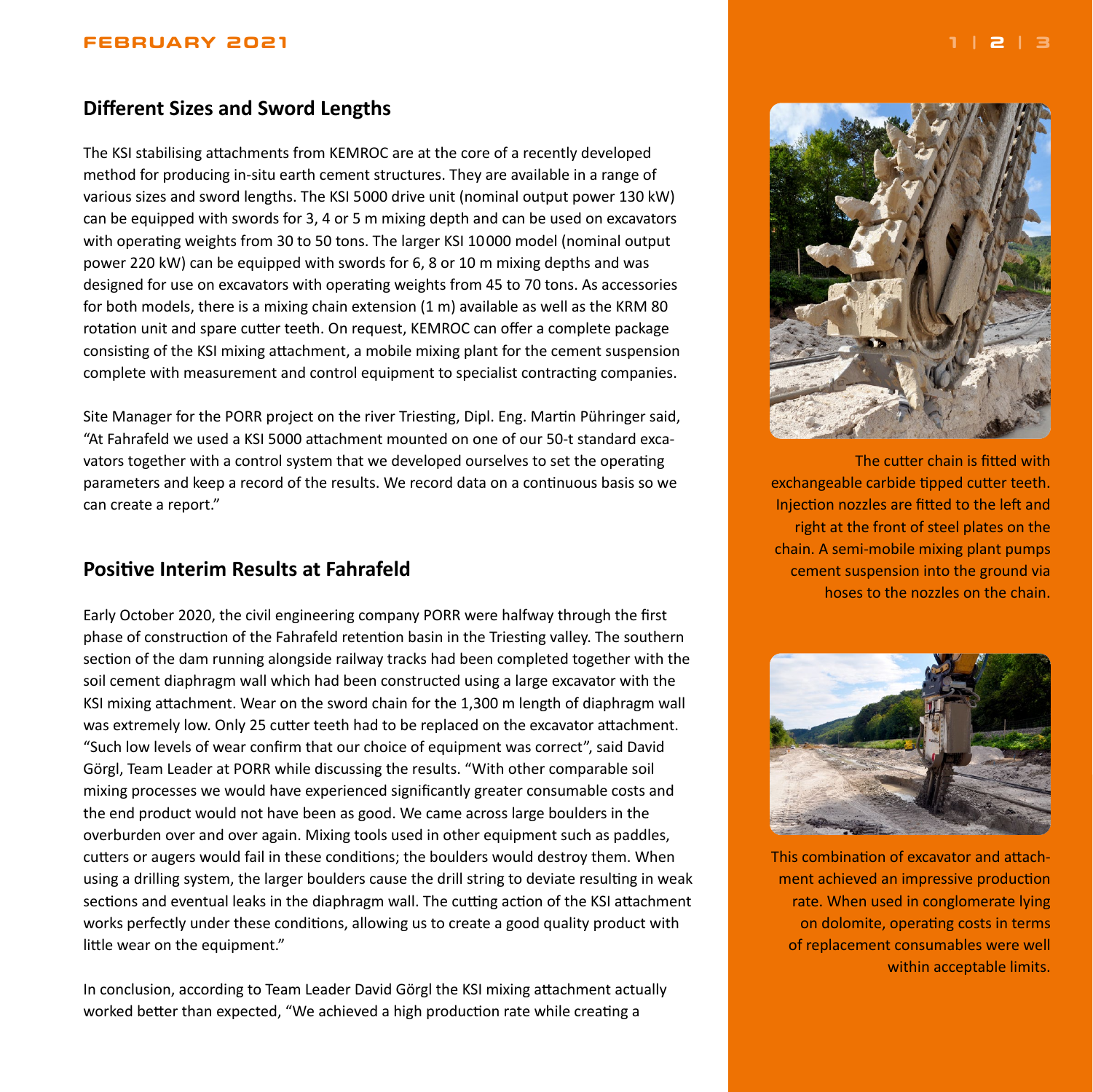## Different Sizes and Sword Lengths

The KSI stabilising attachments from KEMROC are at the core of a recently developed method for producing in-situ earth cement structures. They are available in a range of various sizes and sword lengths. The KSI 5000 drive unit (nominal output power 130 kW) can be equipped with swords for 3, 4 or 5 m mixing depth and can be used on excavators with operating weights from 30 to 50 tons. The larger KSI 10000 model (nominal output power 220 kW) can be equipped with swords for 6, 8 or 10 m mixing depths and was designed for use on excavators with operating weights from 45 to 70 tons. As accessories for both models, there is a mixing chain extension (1 m) available as well as the KRM 80 rotation unit and spare cutter teeth. On request, KEMROC can offer a complete package consisting of the KSI mixing attachment, a mobile mixing plant for the cement suspension complete with measurement and control equipment to specialist contracting companies.

Site Manager for the PORR project on the river Triesting, Dipl. Eng. Martin Pühringer said, "At Fahrafeld we used a KSI 5000 attachment mounted on one of our 50-t standard excavators together with a control system that we developed ourselves to set the operating parameters and keep a record of the results. We record data on a continuous basis so we can create a report."

## Positive Interim Results at Fahrafeld

Early October 2020, the civil engineering company PORR were halfway through the first phase of construction of the Fahrafeld retention basin in the Triesting valley. The southern section of the dam running alongside railway tracks had been completed together with the soil cement diaphragm wall which had been constructed using a large excavator with the KSI mixing attachment. Wear on the sword chain for the 1,300 m length of diaphragm wall was extremely low. Only 25 cutter teeth had to be replaced on the excavator attachment. "Such low levels of wear confirm that our choice of equipment was correct", said David Görgl, Team Leader at PORR while discussing the results. "With other comparable soil mixing processes we would have experienced significantly greater consumable costs and the end product would not have been as good. We came across large boulders in the overburden over and over again. Mixing tools used in other equipment such as paddles, cutters or augers would fail in these conditions; the boulders would destroy them. When using a drilling system, the larger boulders cause the drill string to deviate resulting in weak sections and eventual leaks in the diaphragm wall. The cutting action of the KSI attachment works perfectly under these conditions, allowing us to create a good quality product with little wear on the equipment."

In conclusion, according to Team Leader David Görgl the KSI mixing attachment actually worked better than expected, "We achieved a high production rate while creating a

The cutter chain is fitted with exchangeable carbide tipped cutter teeth. Injection nozzles are fitted to the left and right at the front of steel plates on the chain. A semi-mobile mixing plant pumps cement suspension into the ground via hoses to the nozzles on the chain.

This combination of excavator and attachment achieved an impressive production rate. When used in conglomerate lying on dolomite, operating costs in terms of replacement consumables were well within acceptable limits.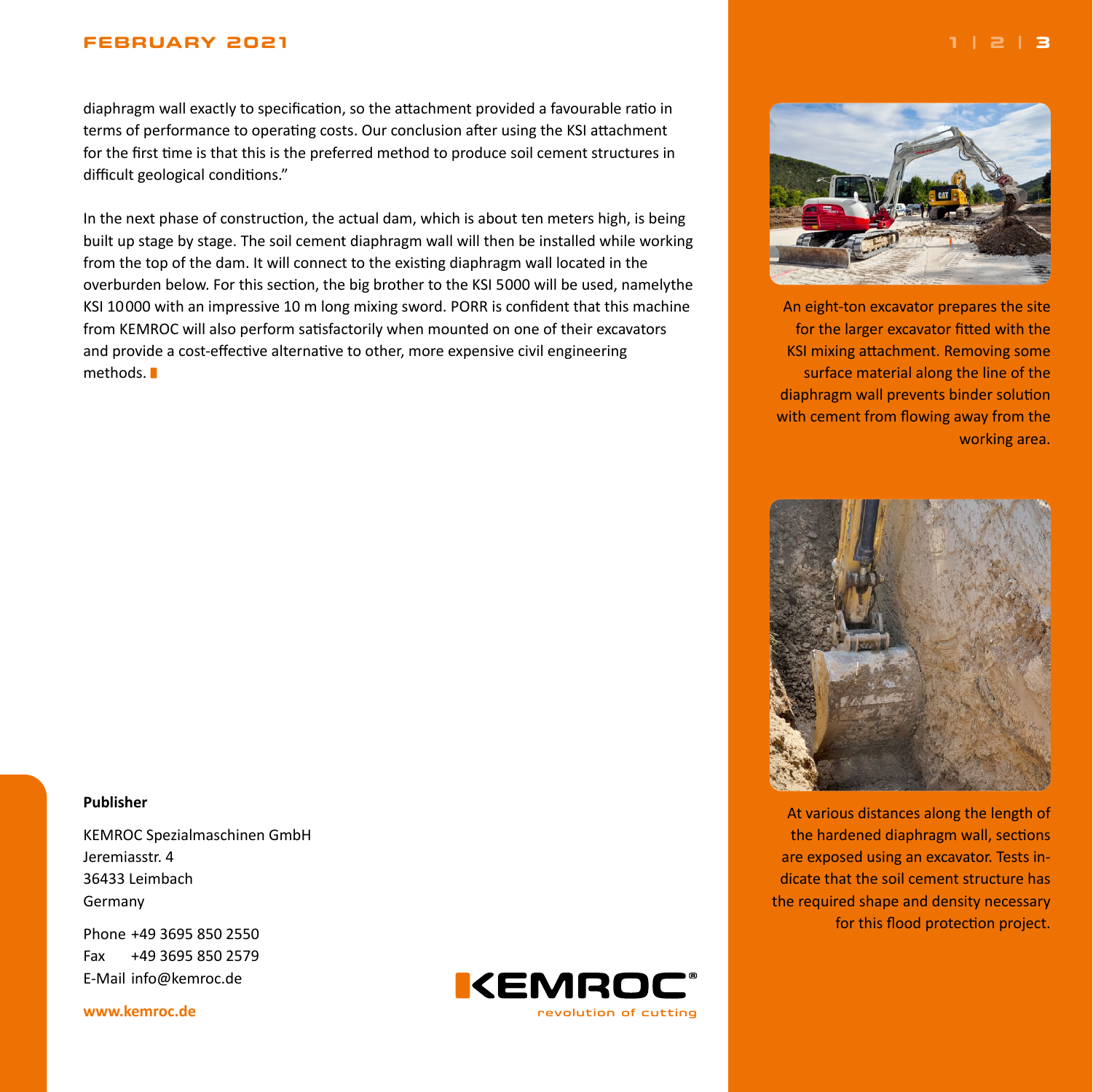diaphragm wall exactly to specification, so the attachment provided a favourable ratio in terms of performance to operating costs. Our conclusion after using the KSI attachment for the first time is that this is the preferred method to produce soil cement structures in difficult geological conditions."

In the next phase of construction, the actual dam, which is about ten meters high, is being built up stage by stage. The soil cement diaphragm wall will then be installed while working from the top of the dam. It will connect to the existing diaphragm wall located in the overburden below. For this section, the big brother to the KSI 5000 will be used, namelythe KSI 10000 with an impressive 10 m long mixing sword. PORR is confident that this machine from KEMROC will also perform satisfactorily when mounted on one of their excavators and provide a cost-effective alternative to other, more expensive civil engineering methods.

An eight-ton excavator prepares the site for the larger excavator fitted with the KSI mixing attachment. Removing some surface material along the line of the diaphragm wall prevents binder solution with cement from flowing away from the working area.

At various distances along the length of the hardened diaphragm wall, sections are exposed using an excavator. Tests indicate that the soil cement structure has the required shape and density necessary for this flood protection project.

**Publisher**

KEMROC Spezialmaschinen GmbH
Jeremiasstr. 4
36433 Leimbach
Germany

Phone +49 3695 850 2550
Fax +49 3695 850 2579
E-Mail info@kemroc.de

**www.kemroc.de**

KEMROC®
revolution of cutting